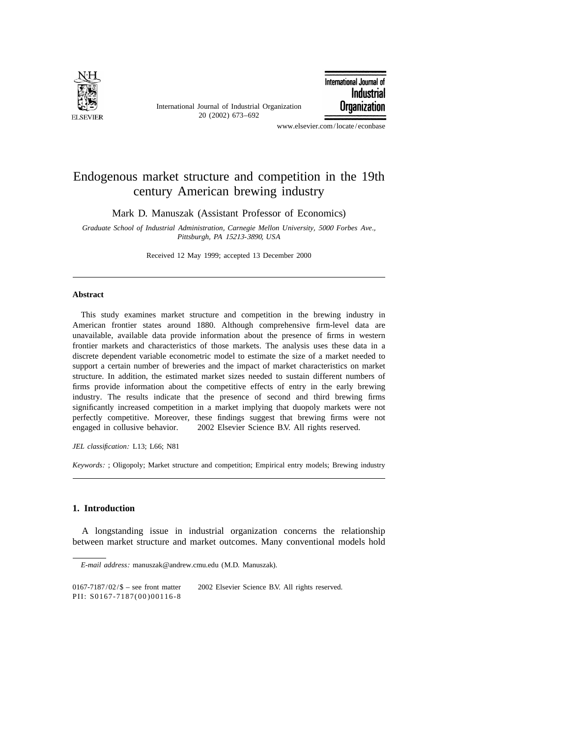# Endogenous market structure and competition in the 19th century American brewing industry

Mark D. Manuszak (Assistant Professor of Economics)

*Graduate School of Industrial Administration, Carnegie Mellon University, 5000 Forbes Ave., Pittsburgh, PA 15213-3890, USA*

Received 12 May 1999; accepted 13 December 2000

---

### Abstract

This study examines market structure and competition in the brewing industry in American frontier states around 1880. Although comprehensive firm-level data are unavailable, available data provide information about the presence of firms in western frontier markets and characteristics of those markets. The analysis uses these data in a discrete dependent variable econometric model to estimate the size of a market needed to support a certain number of breweries and the impact of market characteristics on market structure. In addition, the estimated market sizes needed to sustain different numbers of firms provide information about the competitive effects of entry in the early brewing industry. The results indicate that the presence of second and third brewing firms significantly increased competition in a market implying that duopoly markets were not perfectly competitive. Moreover, these findings suggest that brewing firms were not engaged in collusive behavior. © 2002 Elsevier Science B.V. All rights reserved.

*JEL classification:* L13; L66; N81

*Keywords:* ; Oligopoly; Market structure and competition; Empirical entry models; Brewing industry

---

## 1. Introduction

A longstanding issue in industrial organization concerns the relationship between market structure and market outcomes. Many conventional models hold

---

*E-mail address:* manuszak@andrew.cmu.edu (M.D. Manuszak).

0167-7187/02/$ – see front matter © 2002 Elsevier Science B.V. All rights reserved.
PII: S0167-7187(00)00116-8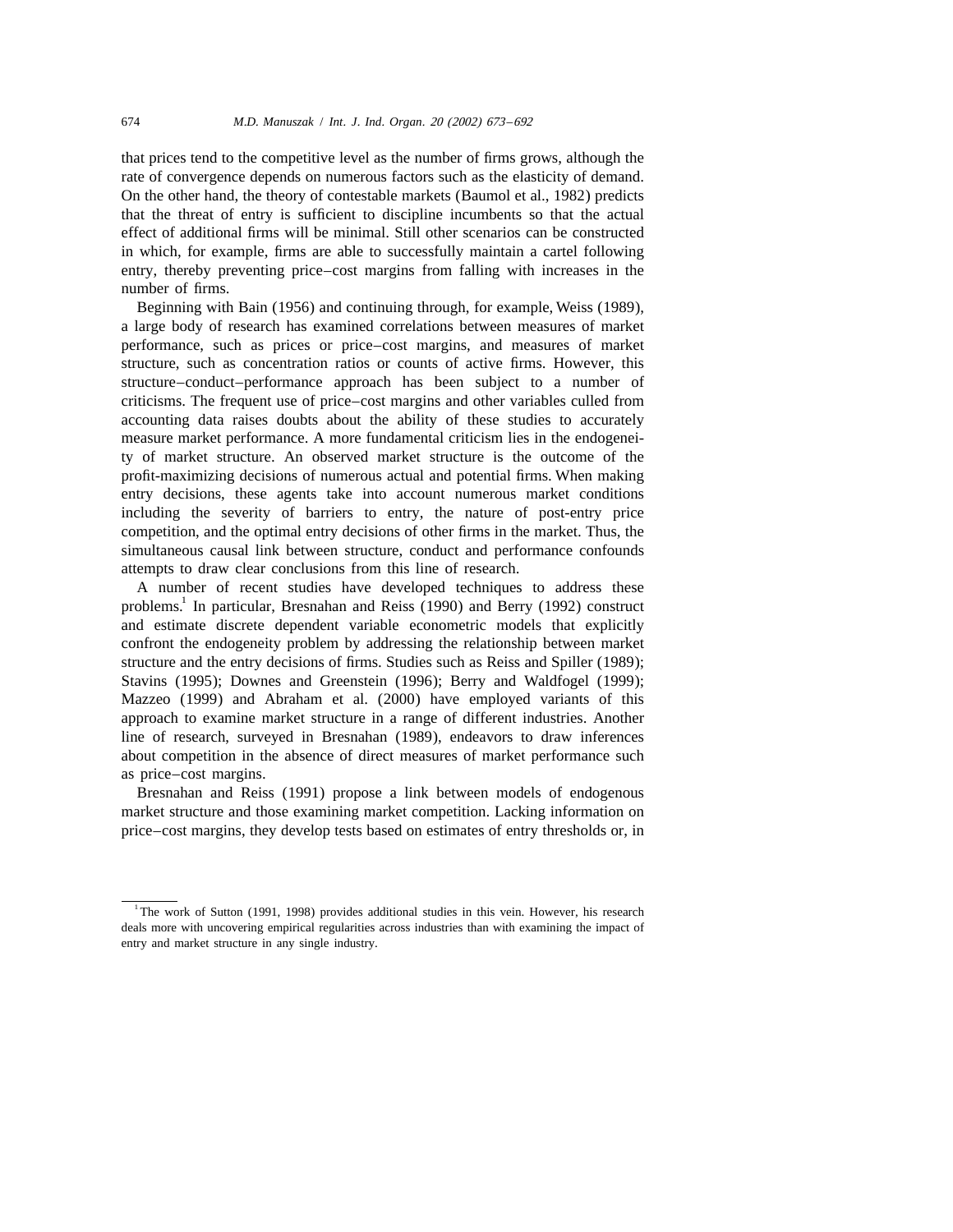that prices tend to the competitive level as the number of firms grows, although the rate of convergence depends on numerous factors such as the elasticity of demand. On the other hand, the theory of contestable markets (Baumol et al., 1982) predicts that the threat of entry is sufficient to discipline incumbents so that the actual effect of additional firms will be minimal. Still other scenarios can be constructed in which, for example, firms are able to successfully maintain a cartel following entry, thereby preventing price–cost margins from falling with increases in the number of firms.

Beginning with Bain (1956) and continuing through, for example, Weiss (1989), a large body of research has examined correlations between measures of market performance, such as prices or price–cost margins, and measures of market structure, such as concentration ratios or counts of active firms. However, this structure–conduct–performance approach has been subject to a number of criticisms. The frequent use of price–cost margins and other variables culled from accounting data raises doubts about the ability of these studies to accurately measure market performance. A more fundamental criticism lies in the endogeneity of market structure. An observed market structure is the outcome of the profit-maximizing decisions of numerous actual and potential firms. When making entry decisions, these agents take into account numerous market conditions including the severity of barriers to entry, the nature of post-entry price competition, and the optimal entry decisions of other firms in the market. Thus, the simultaneous causal link between structure, conduct and performance confounds attempts to draw clear conclusions from this line of research.

A number of recent studies have developed techniques to address these problems.[1] In particular, Bresnahan and Reiss (1990) and Berry (1992) construct and estimate discrete dependent variable econometric models that explicitly confront the endogeneity problem by addressing the relationship between market structure and the entry decisions of firms. Studies such as Reiss and Spiller (1989); Stavins (1995); Downes and Greenstein (1996); Berry and Waldfogel (1999); Mazzeo (1999) and Abraham et al. (2000) have employed variants of this approach to examine market structure in a range of different industries. Another line of research, surveyed in Bresnahan (1989), endeavors to draw inferences about competition in the absence of direct measures of market performance such as price–cost margins.

Bresnahan and Reiss (1991) propose a link between models of endogenous market structure and those examining market competition. Lacking information on price–cost margins, they develop tests based on estimates of entry thresholds or, in

[1] The work of Sutton (1991, 1998) provides additional studies in this vein. However, his research deals more with uncovering empirical regularities across industries than with examining the impact of entry and market structure in any single industry.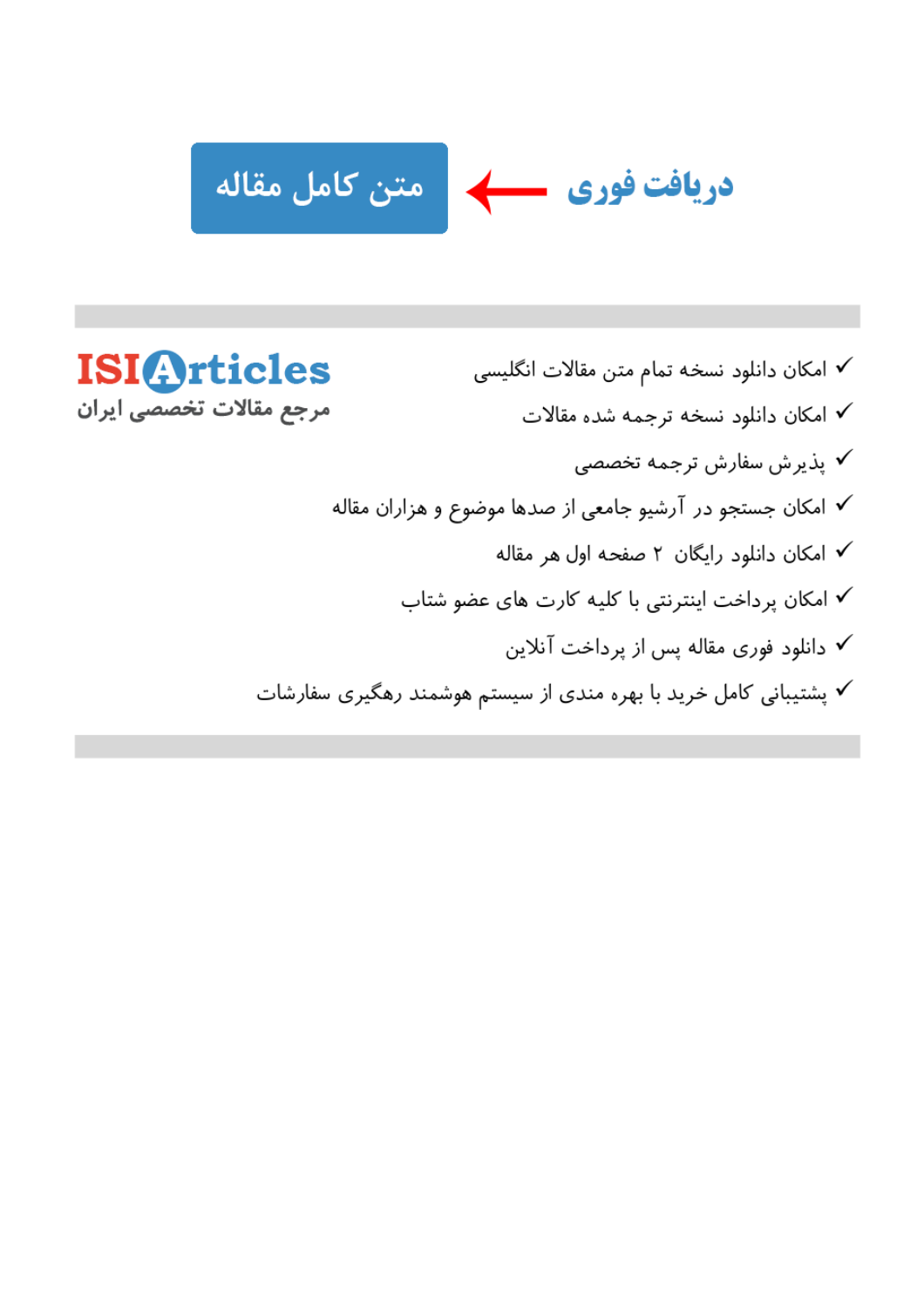دریافت فوری ← متن کامل مقاله

ISIArticles
مرجع مقالات تخصصی ایران

- ✓ امکان دانلود نسخه تمام متن مقالات انگلیسی
- ✓ امکان دانلود نسخه ترجمه شده مقالات
- ✓ پذیرش سفارش ترجمه تخصصی
- ✓ امکان جستجو در آرشیو جامعی از صدها موضوع و هزاران مقاله
- ✓ امکان دانلود رایگان ۲ صفحه اول هر مقاله
- ✓ امکان پرداخت اینترنتی با کلیه کارت های عضو شتاب
- ✓ دانلود فوری مقاله پس از پرداخت آنلاین
- ✓ پشتیبانی کامل خرید با بهره مندی از سیستم هوشمند رهگیری سفارشات